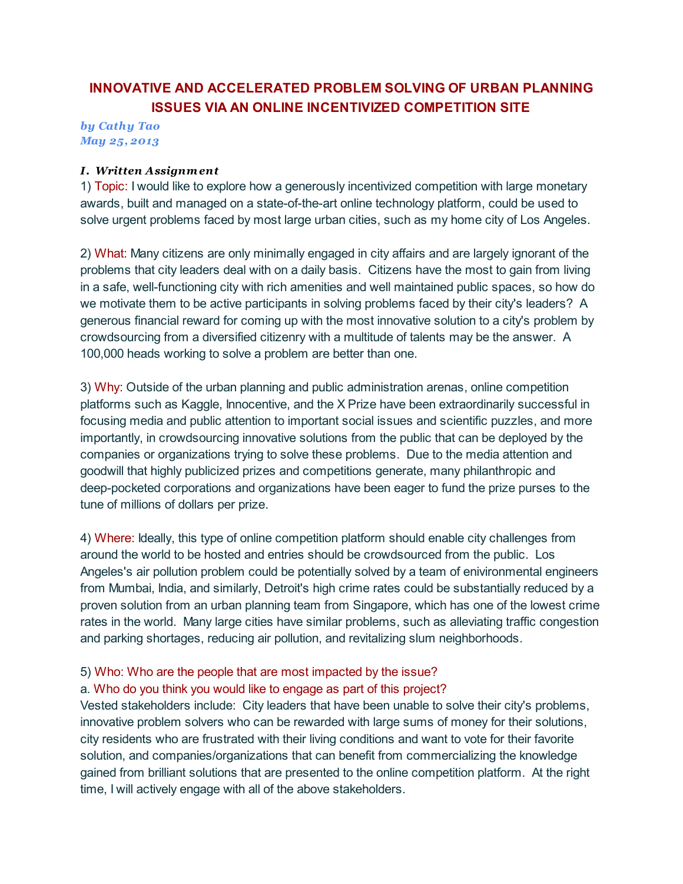# INNOVATIVE AND ACCELERATED PROBLEM SOLVING OF URBAN PLANNING ISSUES VIA AN ONLINE INCENTIVIZED COMPETITION SITE

***by Cathy Tao***
***May 25, 2013***

### ***I. Written Assignment***

1) Topic: I would like to explore how a generously incentivized competition with large monetary awards, built and managed on a state-of-the-art online technology platform, could be used to solve urgent problems faced by most large urban cities, such as my home city of Los Angeles.

2) What: Many citizens are only minimally engaged in city affairs and are largely ignorant of the problems that city leaders deal with on a daily basis. Citizens have the most to gain from living in a safe, well-functioning city with rich amenities and well maintained public spaces, so how do we motivate them to be active participants in solving problems faced by their city's leaders? A generous financial reward for coming up with the most innovative solution to a city's problem by crowdsourcing from a diversified citizenry with a multitude of talents may be the answer. A 100,000 heads working to solve a problem are better than one.

3) Why: Outside of the urban planning and public administration arenas, online competition platforms such as Kaggle, Innocentive, and the X Prize have been extraordinarily successful in focusing media and public attention to important social issues and scientific puzzles, and more importantly, in crowdsourcing innovative solutions from the public that can be deployed by the companies or organizations trying to solve these problems. Due to the media attention and goodwill that highly publicized prizes and competitions generate, many philanthropic and deep-pocketed corporations and organizations have been eager to fund the prize purses to the tune of millions of dollars per prize.

4) Where: Ideally, this type of online competition platform should enable city challenges from around the world to be hosted and entries should be crowdsourced from the public. Los Angeles's air pollution problem could be potentially solved by a team of enivironmental engineers from Mumbai, India, and similarly, Detroit's high crime rates could be substantially reduced by a proven solution from an urban planning team from Singapore, which has one of the lowest crime rates in the world. Many large cities have similar problems, such as alleviating traffic congestion and parking shortages, reducing air pollution, and revitalizing slum neighborhoods.

5) Who: Who are the people that are most impacted by the issue?
a. Who do you think you would like to engage as part of this project?
Vested stakeholders include: City leaders that have been unable to solve their city's problems, innovative problem solvers who can be rewarded with large sums of money for their solutions, city residents who are frustrated with their living conditions and want to vote for their favorite solution, and companies/organizations that can benefit from commercializing the knowledge gained from brilliant solutions that are presented to the online competition platform. At the right time, I will actively engage with all of the above stakeholders.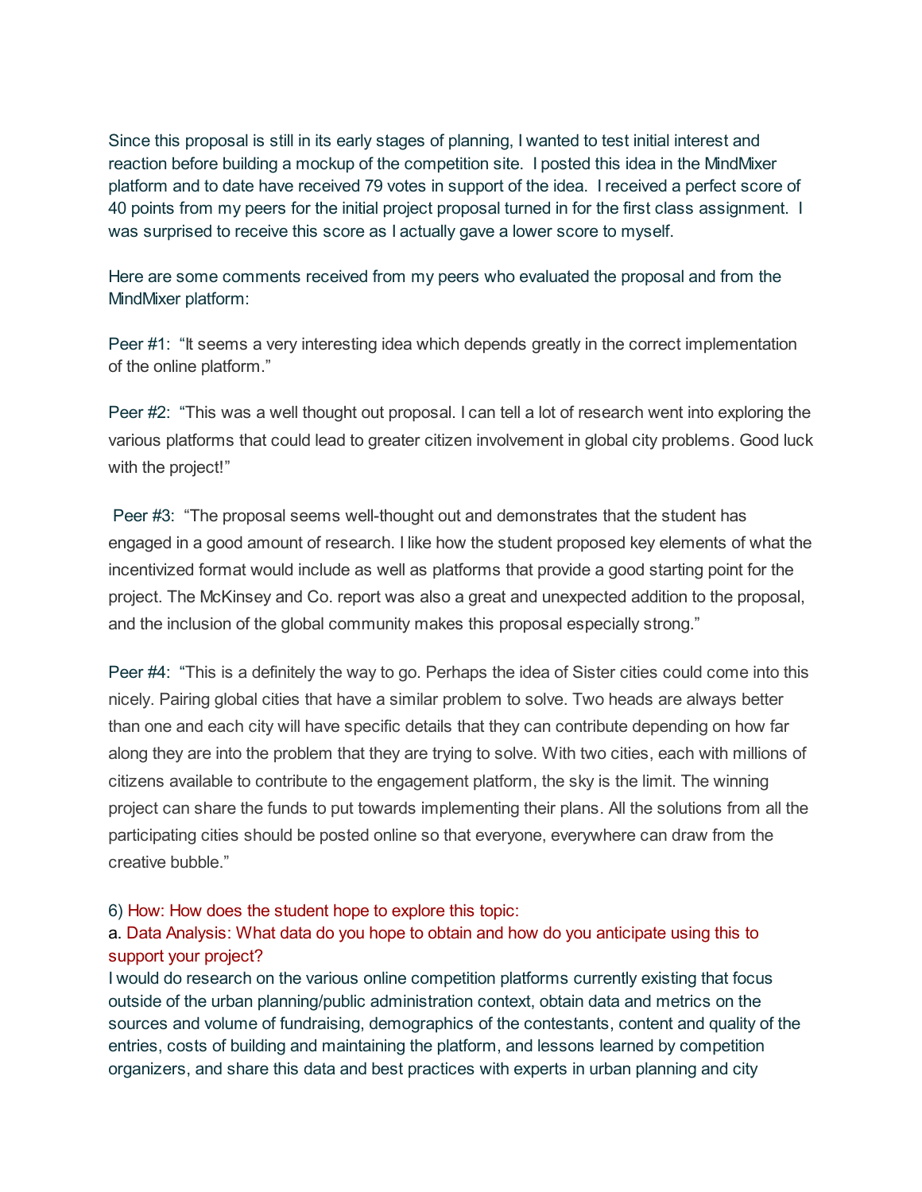Since this proposal is still in its early stages of planning, I wanted to test initial interest and reaction before building a mockup of the competition site. I posted this idea in the MindMixer platform and to date have received 79 votes in support of the idea. I received a perfect score of 40 points from my peers for the initial project proposal turned in for the first class assignment. I was surprised to receive this score as I actually gave a lower score to myself.

Here are some comments received from my peers who evaluated the proposal and from the MindMixer platform:

Peer #1: "It seems a very interesting idea which depends greatly in the correct implementation of the online platform."

Peer #2: "This was a well thought out proposal. I can tell a lot of research went into exploring the various platforms that could lead to greater citizen involvement in global city problems. Good luck with the project!"

Peer #3: "The proposal seems well-thought out and demonstrates that the student has engaged in a good amount of research. I like how the student proposed key elements of what the incentivized format would include as well as platforms that provide a good starting point for the project. The McKinsey and Co. report was also a great and unexpected addition to the proposal, and the inclusion of the global community makes this proposal especially strong."

Peer #4: "This is a definitely the way to go. Perhaps the idea of Sister cities could come into this nicely. Pairing global cities that have a similar problem to solve. Two heads are always better than one and each city will have specific details that they can contribute depending on how far along they are into the problem that they are trying to solve. With two cities, each with millions of citizens available to contribute to the engagement platform, the sky is the limit. The winning project can share the funds to put towards implementing their plans. All the solutions from all the participating cities should be posted online so that everyone, everywhere can draw from the creative bubble."

6) How: How does the student hope to explore this topic:

a. Data Analysis: What data do you hope to obtain and how do you anticipate using this to support your project?

I would do research on the various online competition platforms currently existing that focus outside of the urban planning/public administration context, obtain data and metrics on the sources and volume of fundraising, demographics of the contestants, content and quality of the entries, costs of building and maintaining the platform, and lessons learned by competition organizers, and share this data and best practices with experts in urban planning and city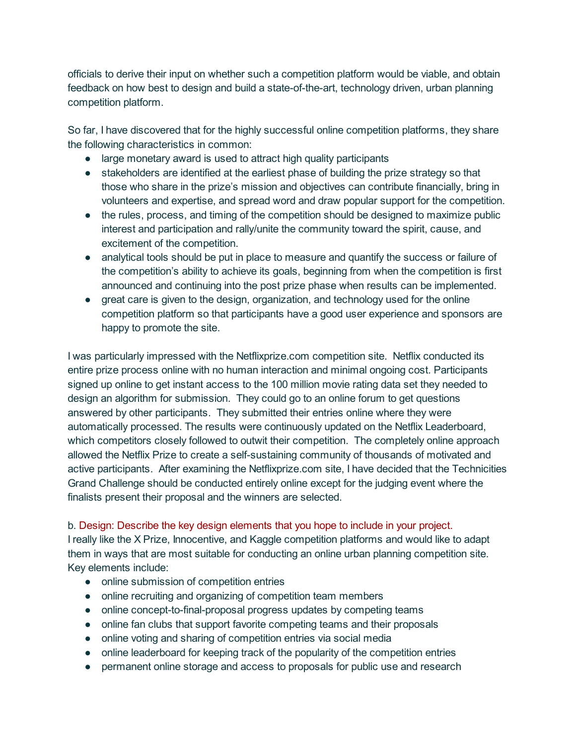officials to derive their input on whether such a competition platform would be viable, and obtain feedback on how best to design and build a state-of-the-art, technology driven, urban planning competition platform.

So far, I have discovered that for the highly successful online competition platforms, they share the following characteristics in common:

- large monetary award is used to attract high quality participants
- stakeholders are identified at the earliest phase of building the prize strategy so that those who share in the prize's mission and objectives can contribute financially, bring in volunteers and expertise, and spread word and draw popular support for the competition.
- the rules, process, and timing of the competition should be designed to maximize public interest and participation and rally/unite the community toward the spirit, cause, and excitement of the competition.
- analytical tools should be put in place to measure and quantify the success or failure of the competition's ability to achieve its goals, beginning from when the competition is first announced and continuing into the post prize phase when results can be implemented.
- great care is given to the design, organization, and technology used for the online competition platform so that participants have a good user experience and sponsors are happy to promote the site.

I was particularly impressed with the Netflixprize.com competition site. Netflix conducted its entire prize process online with no human interaction and minimal ongoing cost. Participants signed up online to get instant access to the 100 million movie rating data set they needed to design an algorithm for submission. They could go to an online forum to get questions answered by other participants. They submitted their entries online where they were automatically processed. The results were continuously updated on the Netflix Leaderboard, which competitors closely followed to outwit their competition. The completely online approach allowed the Netflix Prize to create a self-sustaining community of thousands of motivated and active participants. After examining the Netflixprize.com site, I have decided that the Technicities Grand Challenge should be conducted entirely online except for the judging event where the finalists present their proposal and the winners are selected.

b. Design: Describe the key design elements that you hope to include in your project.

I really like the X Prize, Innocentive, and Kaggle competition platforms and would like to adapt them in ways that are most suitable for conducting an online urban planning competition site. Key elements include:

- online submission of competition entries
- online recruiting and organizing of competition team members
- online concept-to-final-proposal progress updates by competing teams
- online fan clubs that support favorite competing teams and their proposals
- online voting and sharing of competition entries via social media
- online leaderboard for keeping track of the popularity of the competition entries
- permanent online storage and access to proposals for public use and research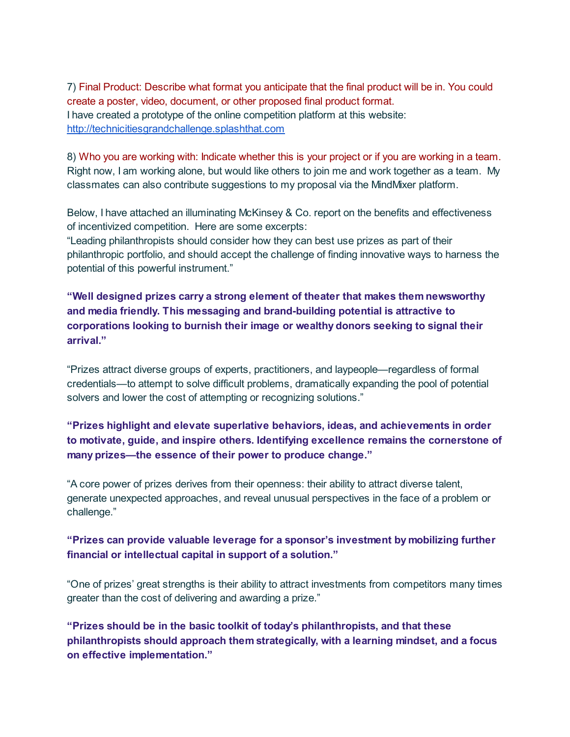7) Final Product: Describe what format you anticipate that the final product will be in. You could create a poster, video, document, or other proposed final product format.
I have created a prototype of the online competition platform at this website: [http://technicitiesgrandchallenge.splashthat.com](http://technicitiesgrandchallenge.splashthat.com)

8) Who you are working with: Indicate whether this is your project or if you are working in a team.
Right now, I am working alone, but would like others to join me and work together as a team. My classmates can also contribute suggestions to my proposal via the MindMixer platform.

Below, I have attached an illuminating McKinsey & Co. report on the benefits and effectiveness of incentivized competition. Here are some excerpts:
"Leading philanthropists should consider how they can best use prizes as part of their philanthropic portfolio, and should accept the challenge of finding innovative ways to harness the potential of this powerful instrument."

**"Well designed prizes carry a strong element of theater that makes them newsworthy and media friendly. This messaging and brand-building potential is attractive to corporations looking to burnish their image or wealthy donors seeking to signal their arrival."**

"Prizes attract diverse groups of experts, practitioners, and laypeople—regardless of formal credentials—to attempt to solve difficult problems, dramatically expanding the pool of potential solvers and lower the cost of attempting or recognizing solutions."

**"Prizes highlight and elevate superlative behaviors, ideas, and achievements in order to motivate, guide, and inspire others. Identifying excellence remains the cornerstone of many prizes—the essence of their power to produce change."**

"A core power of prizes derives from their openness: their ability to attract diverse talent, generate unexpected approaches, and reveal unusual perspectives in the face of a problem or challenge."

**"Prizes can provide valuable leverage for a sponsor's investment by mobilizing further financial or intellectual capital in support of a solution."**

"One of prizes' great strengths is their ability to attract investments from competitors many times greater than the cost of delivering and awarding a prize."

**"Prizes should be in the basic toolkit of today's philanthropists, and that these philanthropists should approach them strategically, with a learning mindset, and a focus on effective implementation."**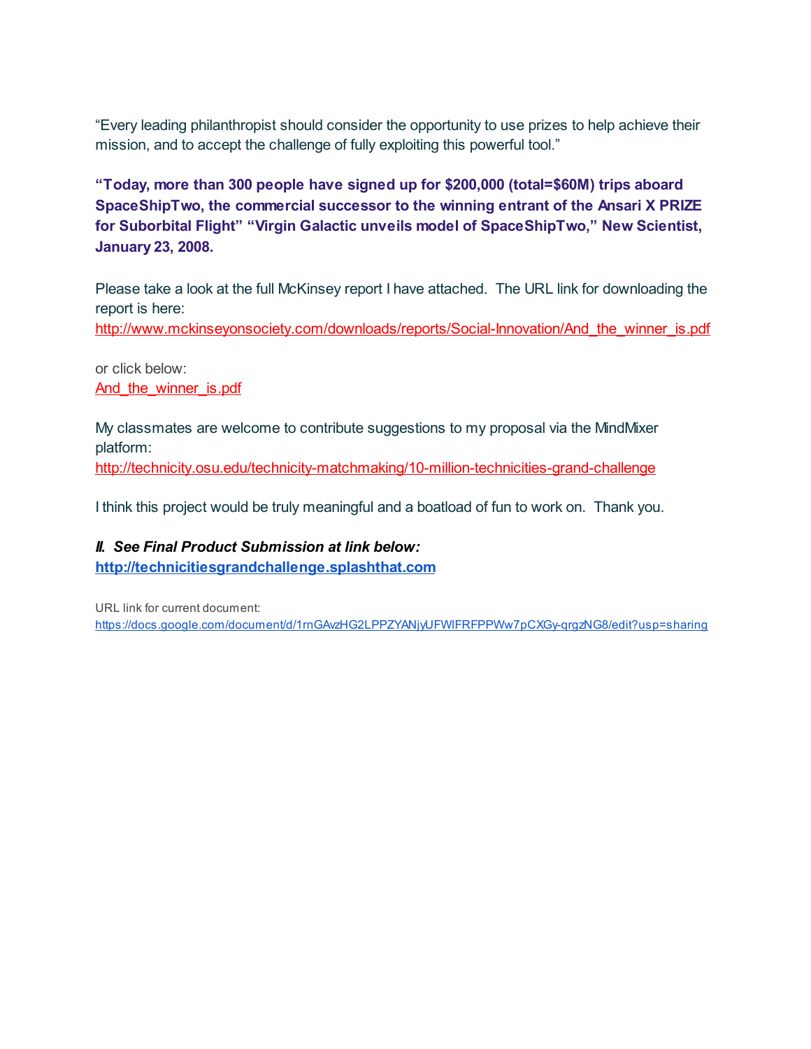"Every leading philanthropist should consider the opportunity to use prizes to help achieve their mission, and to accept the challenge of fully exploiting this powerful tool."

**"Today, more than 300 people have signed up for $200,000 (total=$60M) trips aboard SpaceShipTwo, the commercial successor to the winning entrant of the Ansari X PRIZE for Suborbital Flight" "Virgin Galactic unveils model of SpaceShipTwo," New Scientist, January 23, 2008.**

Please take a look at the full McKinsey report I have attached. The URL link for downloading the report is here:
http://www.mckinseyonsociety.com/downloads/reports/Social-Innovation/And_the_winner_is.pdf

or click below:
And_the_winner_is.pdf

My classmates are welcome to contribute suggestions to my proposal via the MindMixer platform:
http://technicity.osu.edu/technicity-matchmaking/10-million-technicities-grand-challenge

I think this project would be truly meaningful and a boatload of fun to work on. Thank you.

***II. See Final Product Submission at link below:***
**http://technicitiesgrandchallenge.splashthat.com**

URL link for current document:
https://docs.google.com/document/d/1rnGAvzHG2LPPZYANjyUFWIFRFPPWw7pCXGy-qrgzNG8/edit?usp=sharing